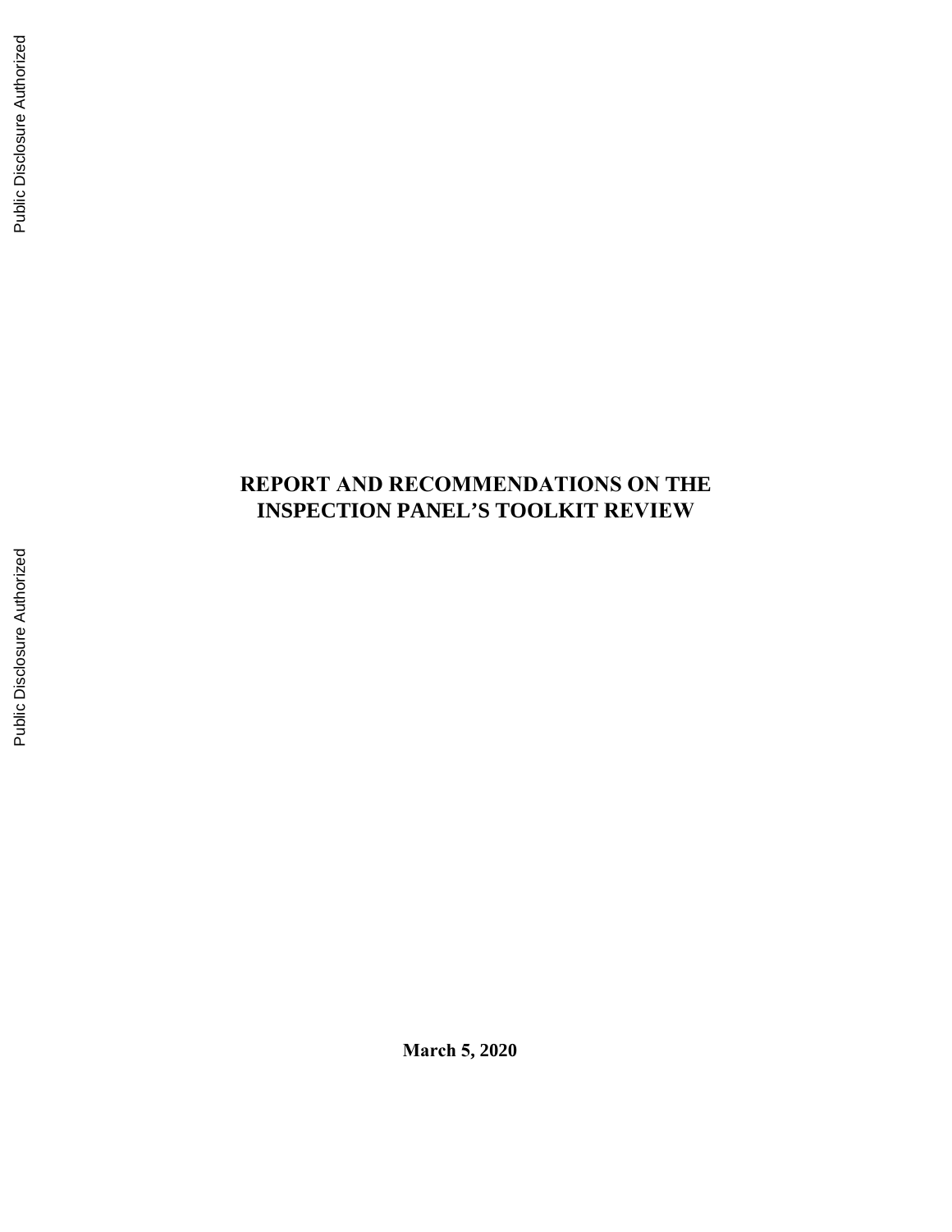# REPORT AND RECOMMENDATIONS ON THE INSPECTION PANEL'S TOOLKIT REVIEW

**March 5, 2020**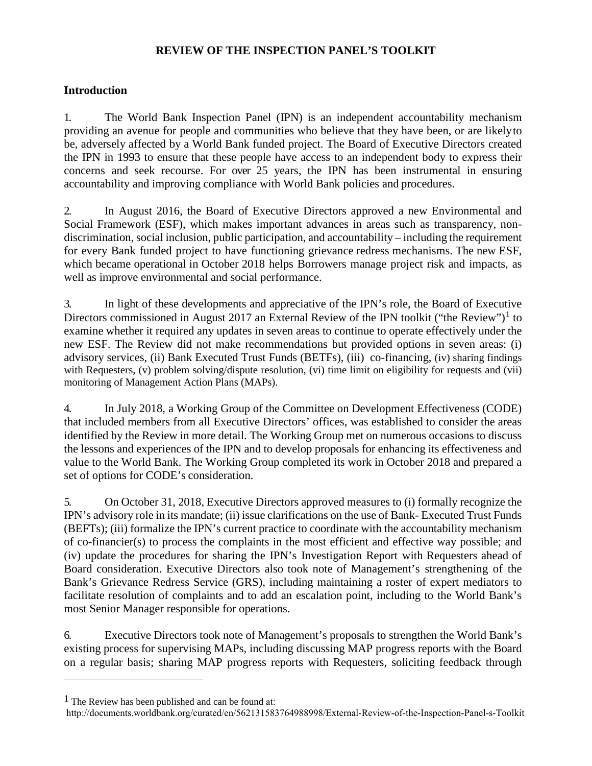# REVIEW OF THE INSPECTION PANEL'S TOOLKIT

## Introduction

1. The World Bank Inspection Panel (IPN) is an independent accountability mechanism providing an avenue for people and communities who believe that they have been, or are likely to be, adversely affected by a World Bank funded project. The Board of Executive Directors created the IPN in 1993 to ensure that these people have access to an independent body to express their concerns and seek recourse. For over 25 years, the IPN has been instrumental in ensuring accountability and improving compliance with World Bank policies and procedures.

2. In August 2016, the Board of Executive Directors approved a new Environmental and Social Framework (ESF), which makes important advances in areas such as transparency, non-discrimination, social inclusion, public participation, and accountability – including the requirement for every Bank funded project to have functioning grievance redress mechanisms. The new ESF, which became operational in October 2018 helps Borrowers manage project risk and impacts, as well as improve environmental and social performance.

3. In light of these developments and appreciative of the IPN's role, the Board of Executive Directors commissioned in August 2017 an External Review of the IPN toolkit ("the Review")[1] to examine whether it required any updates in seven areas to continue to operate effectively under the new ESF. The Review did not make recommendations but provided options in seven areas: (i) advisory services, (ii) Bank Executed Trust Funds (BETFs), (iii) co-financing, (iv) sharing findings with Requesters, (v) problem solving/dispute resolution, (vi) time limit on eligibility for requests and (vii) monitoring of Management Action Plans (MAPs).

4. In July 2018, a Working Group of the Committee on Development Effectiveness (CODE) that included members from all Executive Directors' offices, was established to consider the areas identified by the Review in more detail. The Working Group met on numerous occasions to discuss the lessons and experiences of the IPN and to develop proposals for enhancing its effectiveness and value to the World Bank. The Working Group completed its work in October 2018 and prepared a set of options for CODE's consideration.

5. On October 31, 2018, Executive Directors approved measures to (i) formally recognize the IPN's advisory role in its mandate; (ii) issue clarifications on the use of Bank- Executed Trust Funds (BEFTs); (iii) formalize the IPN's current practice to coordinate with the accountability mechanism of co-financier(s) to process the complaints in the most efficient and effective way possible; and (iv) update the procedures for sharing the IPN's Investigation Report with Requesters ahead of Board consideration. Executive Directors also took note of Management's strengthening of the Bank's Grievance Redress Service (GRS), including maintaining a roster of expert mediators to facilitate resolution of complaints and to add an escalation point, including to the World Bank's most Senior Manager responsible for operations.

6. Executive Directors took note of Management's proposals to strengthen the World Bank's existing process for supervising MAPs, including discussing MAP progress reports with the Board on a regular basis; sharing MAP progress reports with Requesters, soliciting feedback through

---

[1] The Review has been published and can be found at: http://documents.worldbank.org/curated/en/562131583764988998/External-Review-of-the-Inspection-Panel-s-Toolkit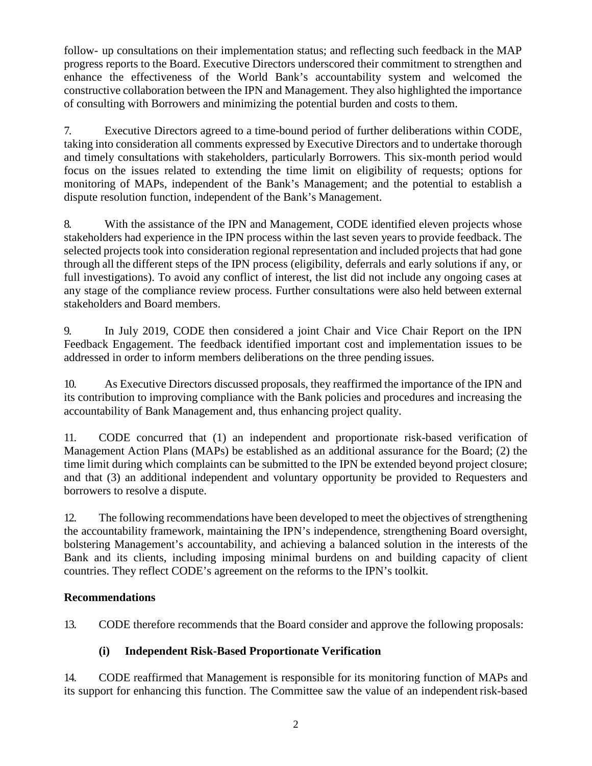follow- up consultations on their implementation status; and reflecting such feedback in the MAP progress reports to the Board. Executive Directors underscored their commitment to strengthen and enhance the effectiveness of the World Bank's accountability system and welcomed the constructive collaboration between the IPN and Management. They also highlighted the importance of consulting with Borrowers and minimizing the potential burden and costs to them.

7. Executive Directors agreed to a time-bound period of further deliberations within CODE, taking into consideration all comments expressed by Executive Directors and to undertake thorough and timely consultations with stakeholders, particularly Borrowers. This six-month period would focus on the issues related to extending the time limit on eligibility of requests; options for monitoring of MAPs, independent of the Bank's Management; and the potential to establish a dispute resolution function, independent of the Bank's Management.

8. With the assistance of the IPN and Management, CODE identified eleven projects whose stakeholders had experience in the IPN process within the last seven years to provide feedback. The selected projects took into consideration regional representation and included projects that had gone through all the different steps of the IPN process (eligibility, deferrals and early solutions if any, or full investigations). To avoid any conflict of interest, the list did not include any ongoing cases at any stage of the compliance review process. Further consultations were also held between external stakeholders and Board members.

9. In July 2019, CODE then considered a joint Chair and Vice Chair Report on the IPN Feedback Engagement. The feedback identified important cost and implementation issues to be addressed in order to inform members deliberations on the three pending issues.

10. As Executive Directors discussed proposals, they reaffirmed the importance of the IPN and its contribution to improving compliance with the Bank policies and procedures and increasing the accountability of Bank Management and, thus enhancing project quality.

11. CODE concurred that (1) an independent and proportionate risk-based verification of Management Action Plans (MAPs) be established as an additional assurance for the Board; (2) the time limit during which complaints can be submitted to the IPN be extended beyond project closure; and that (3) an additional independent and voluntary opportunity be provided to Requesters and borrowers to resolve a dispute.

12. The following recommendations have been developed to meet the objectives of strengthening the accountability framework, maintaining the IPN's independence, strengthening Board oversight, bolstering Management's accountability, and achieving a balanced solution in the interests of the Bank and its clients, including imposing minimal burdens on and building capacity of client countries. They reflect CODE's agreement on the reforms to the IPN's toolkit.

## Recommendations

13. CODE therefore recommends that the Board consider and approve the following proposals:

### (i) Independent Risk-Based Proportionate Verification

14. CODE reaffirmed that Management is responsible for its monitoring function of MAPs and its support for enhancing this function. The Committee saw the value of an independent risk-based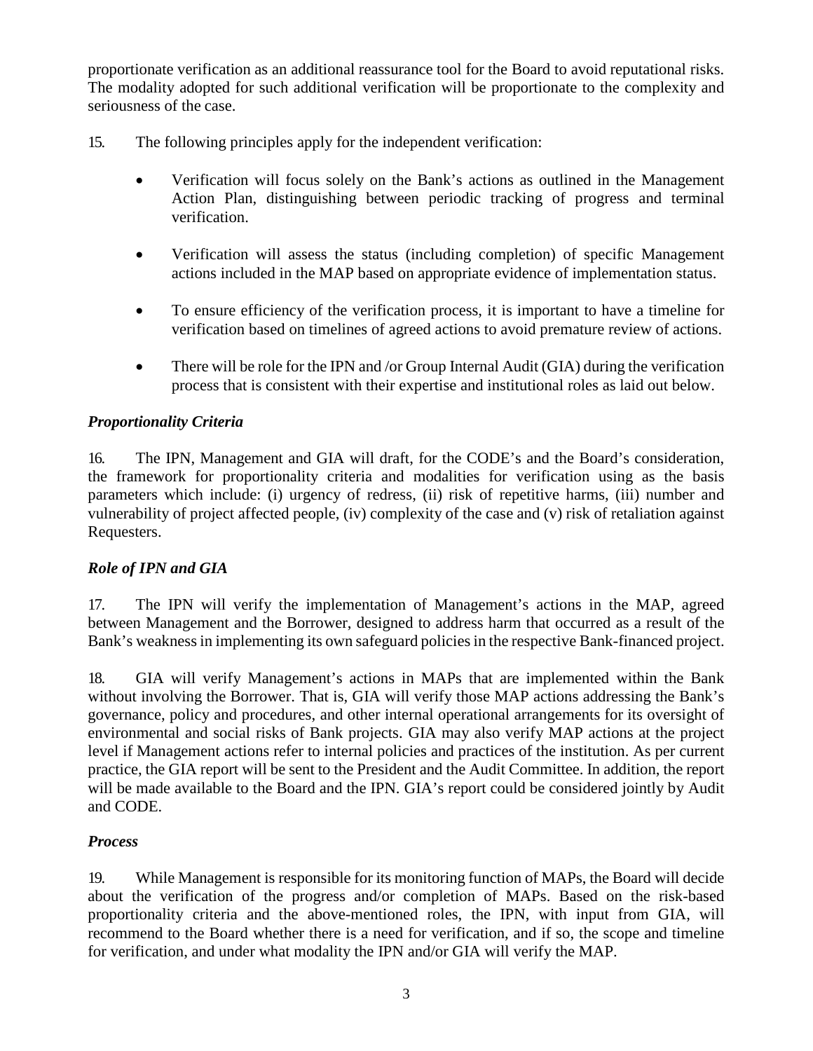proportionate verification as an additional reassurance tool for the Board to avoid reputational risks. The modality adopted for such additional verification will be proportionate to the complexity and seriousness of the case.

15. The following principles apply for the independent verification:

- Verification will focus solely on the Bank's actions as outlined in the Management Action Plan, distinguishing between periodic tracking of progress and terminal verification.
- Verification will assess the status (including completion) of specific Management actions included in the MAP based on appropriate evidence of implementation status.
- To ensure efficiency of the verification process, it is important to have a timeline for verification based on timelines of agreed actions to avoid premature review of actions.
- There will be role for the IPN and /or Group Internal Audit (GIA) during the verification process that is consistent with their expertise and institutional roles as laid out below.

### *Proportionality Criteria*

16. The IPN, Management and GIA will draft, for the CODE's and the Board's consideration, the framework for proportionality criteria and modalities for verification using as the basis parameters which include: (i) urgency of redress, (ii) risk of repetitive harms, (iii) number and vulnerability of project affected people, (iv) complexity of the case and (v) risk of retaliation against Requesters.

### *Role of IPN and GIA*

17. The IPN will verify the implementation of Management's actions in the MAP, agreed between Management and the Borrower, designed to address harm that occurred as a result of the Bank's weakness in implementing its own safeguard policies in the respective Bank-financed project.

18. GIA will verify Management's actions in MAPs that are implemented within the Bank without involving the Borrower. That is, GIA will verify those MAP actions addressing the Bank's governance, policy and procedures, and other internal operational arrangements for its oversight of environmental and social risks of Bank projects. GIA may also verify MAP actions at the project level if Management actions refer to internal policies and practices of the institution. As per current practice, the GIA report will be sent to the President and the Audit Committee. In addition, the report will be made available to the Board and the IPN. GIA's report could be considered jointly by Audit and CODE.

### *Process*

19. While Management is responsible for its monitoring function of MAPs, the Board will decide about the verification of the progress and/or completion of MAPs. Based on the risk-based proportionality criteria and the above-mentioned roles, the IPN, with input from GIA, will recommend to the Board whether there is a need for verification, and if so, the scope and timeline for verification, and under what modality the IPN and/or GIA will verify the MAP.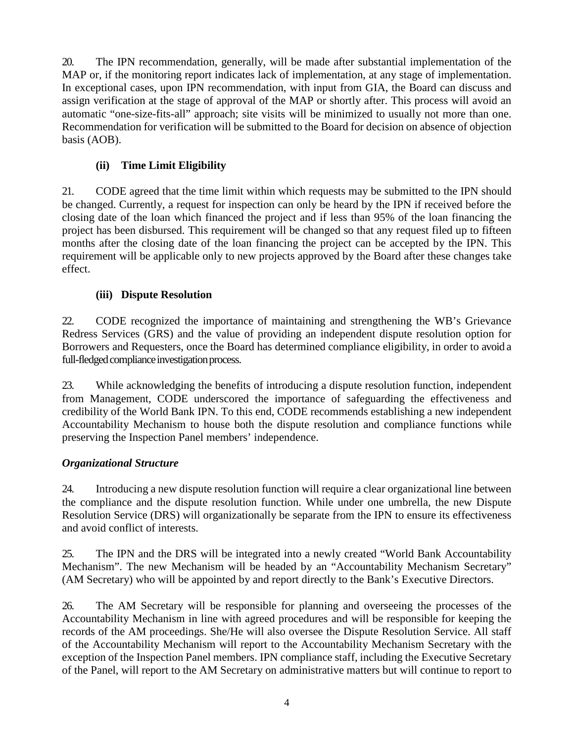20. The IPN recommendation, generally, will be made after substantial implementation of the MAP or, if the monitoring report indicates lack of implementation, at any stage of implementation. In exceptional cases, upon IPN recommendation, with input from GIA, the Board can discuss and assign verification at the stage of approval of the MAP or shortly after. This process will avoid an automatic "one-size-fits-all" approach; site visits will be minimized to usually not more than one. Recommendation for verification will be submitted to the Board for decision on absence of objection basis (AOB).

### (ii) Time Limit Eligibility

21. CODE agreed that the time limit within which requests may be submitted to the IPN should be changed. Currently, a request for inspection can only be heard by the IPN if received before the closing date of the loan which financed the project and if less than 95% of the loan financing the project has been disbursed. This requirement will be changed so that any request filed up to fifteen months after the closing date of the loan financing the project can be accepted by the IPN. This requirement will be applicable only to new projects approved by the Board after these changes take effect.

### (iii) Dispute Resolution

22. CODE recognized the importance of maintaining and strengthening the WB's Grievance Redress Services (GRS) and the value of providing an independent dispute resolution option for Borrowers and Requesters, once the Board has determined compliance eligibility, in order to avoid a full-fledged compliance investigation process.

23. While acknowledging the benefits of introducing a dispute resolution function, independent from Management, CODE underscored the importance of safeguarding the effectiveness and credibility of the World Bank IPN. To this end, CODE recommends establishing a new independent Accountability Mechanism to house both the dispute resolution and compliance functions while preserving the Inspection Panel members' independence.

### *Organizational Structure*

24. Introducing a new dispute resolution function will require a clear organizational line between the compliance and the dispute resolution function. While under one umbrella, the new Dispute Resolution Service (DRS) will organizationally be separate from the IPN to ensure its effectiveness and avoid conflict of interests.

25. The IPN and the DRS will be integrated into a newly created "World Bank Accountability Mechanism". The new Mechanism will be headed by an "Accountability Mechanism Secretary" (AM Secretary) who will be appointed by and report directly to the Bank's Executive Directors.

26. The AM Secretary will be responsible for planning and overseeing the processes of the Accountability Mechanism in line with agreed procedures and will be responsible for keeping the records of the AM proceedings. She/He will also oversee the Dispute Resolution Service. All staff of the Accountability Mechanism will report to the Accountability Mechanism Secretary with the exception of the Inspection Panel members. IPN compliance staff, including the Executive Secretary of the Panel, will report to the AM Secretary on administrative matters but will continue to report to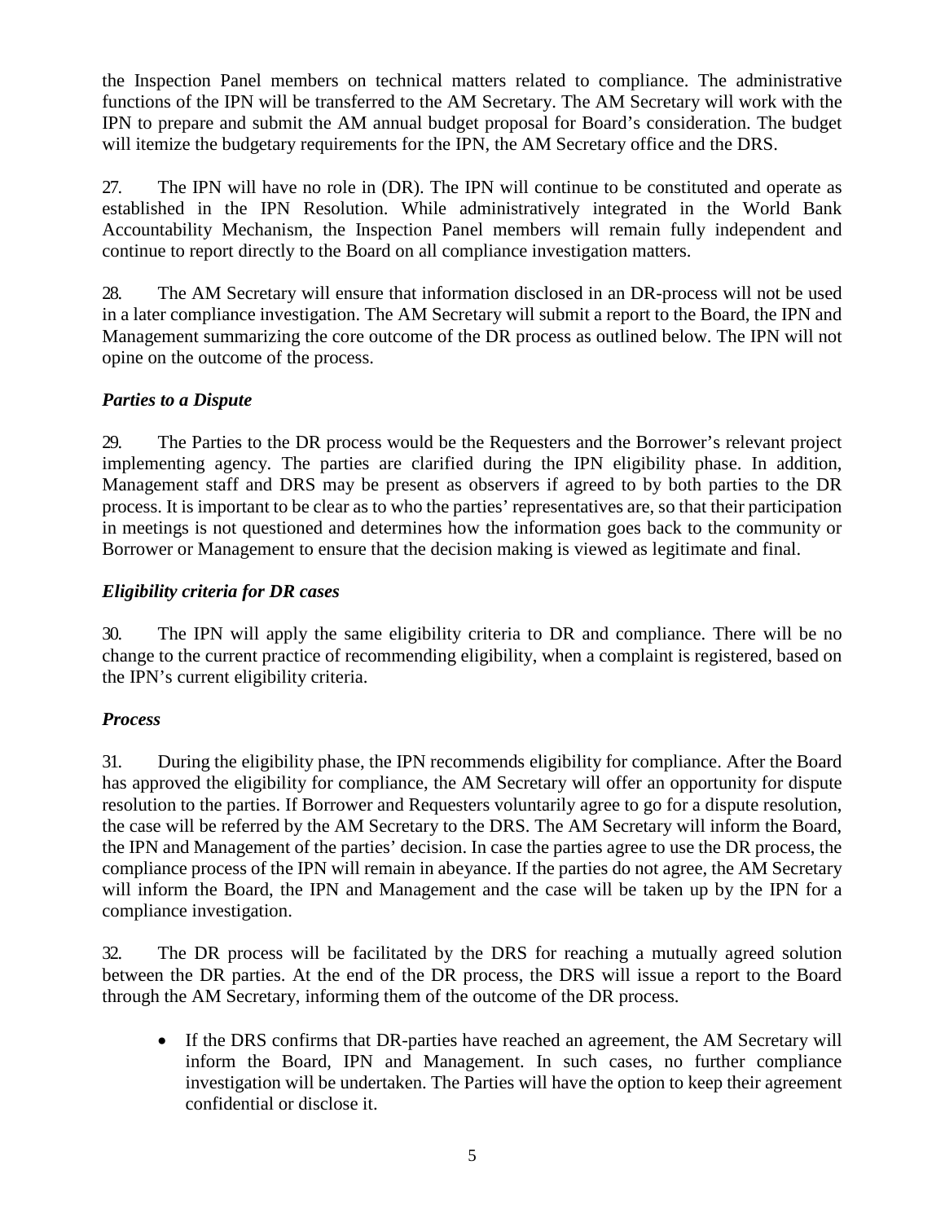the Inspection Panel members on technical matters related to compliance. The administrative functions of the IPN will be transferred to the AM Secretary. The AM Secretary will work with the IPN to prepare and submit the AM annual budget proposal for Board's consideration. The budget will itemize the budgetary requirements for the IPN, the AM Secretary office and the DRS.

27. The IPN will have no role in (DR). The IPN will continue to be constituted and operate as established in the IPN Resolution. While administratively integrated in the World Bank Accountability Mechanism, the Inspection Panel members will remain fully independent and continue to report directly to the Board on all compliance investigation matters.

28. The AM Secretary will ensure that information disclosed in an DR-process will not be used in a later compliance investigation. The AM Secretary will submit a report to the Board, the IPN and Management summarizing the core outcome of the DR process as outlined below. The IPN will not opine on the outcome of the process.

### *Parties to a Dispute*

29. The Parties to the DR process would be the Requesters and the Borrower's relevant project implementing agency. The parties are clarified during the IPN eligibility phase. In addition, Management staff and DRS may be present as observers if agreed to by both parties to the DR process. It is important to be clear as to who the parties' representatives are, so that their participation in meetings is not questioned and determines how the information goes back to the community or Borrower or Management to ensure that the decision making is viewed as legitimate and final.

### *Eligibility criteria for DR cases*

30. The IPN will apply the same eligibility criteria to DR and compliance. There will be no change to the current practice of recommending eligibility, when a complaint is registered, based on the IPN's current eligibility criteria.

### *Process*

31. During the eligibility phase, the IPN recommends eligibility for compliance. After the Board has approved the eligibility for compliance, the AM Secretary will offer an opportunity for dispute resolution to the parties. If Borrower and Requesters voluntarily agree to go for a dispute resolution, the case will be referred by the AM Secretary to the DRS. The AM Secretary will inform the Board, the IPN and Management of the parties' decision. In case the parties agree to use the DR process, the compliance process of the IPN will remain in abeyance. If the parties do not agree, the AM Secretary will inform the Board, the IPN and Management and the case will be taken up by the IPN for a compliance investigation.

32. The DR process will be facilitated by the DRS for reaching a mutually agreed solution between the DR parties. At the end of the DR process, the DRS will issue a report to the Board through the AM Secretary, informing them of the outcome of the DR process.

- If the DRS confirms that DR-parties have reached an agreement, the AM Secretary will inform the Board, IPN and Management. In such cases, no further compliance investigation will be undertaken. The Parties will have the option to keep their agreement confidential or disclose it.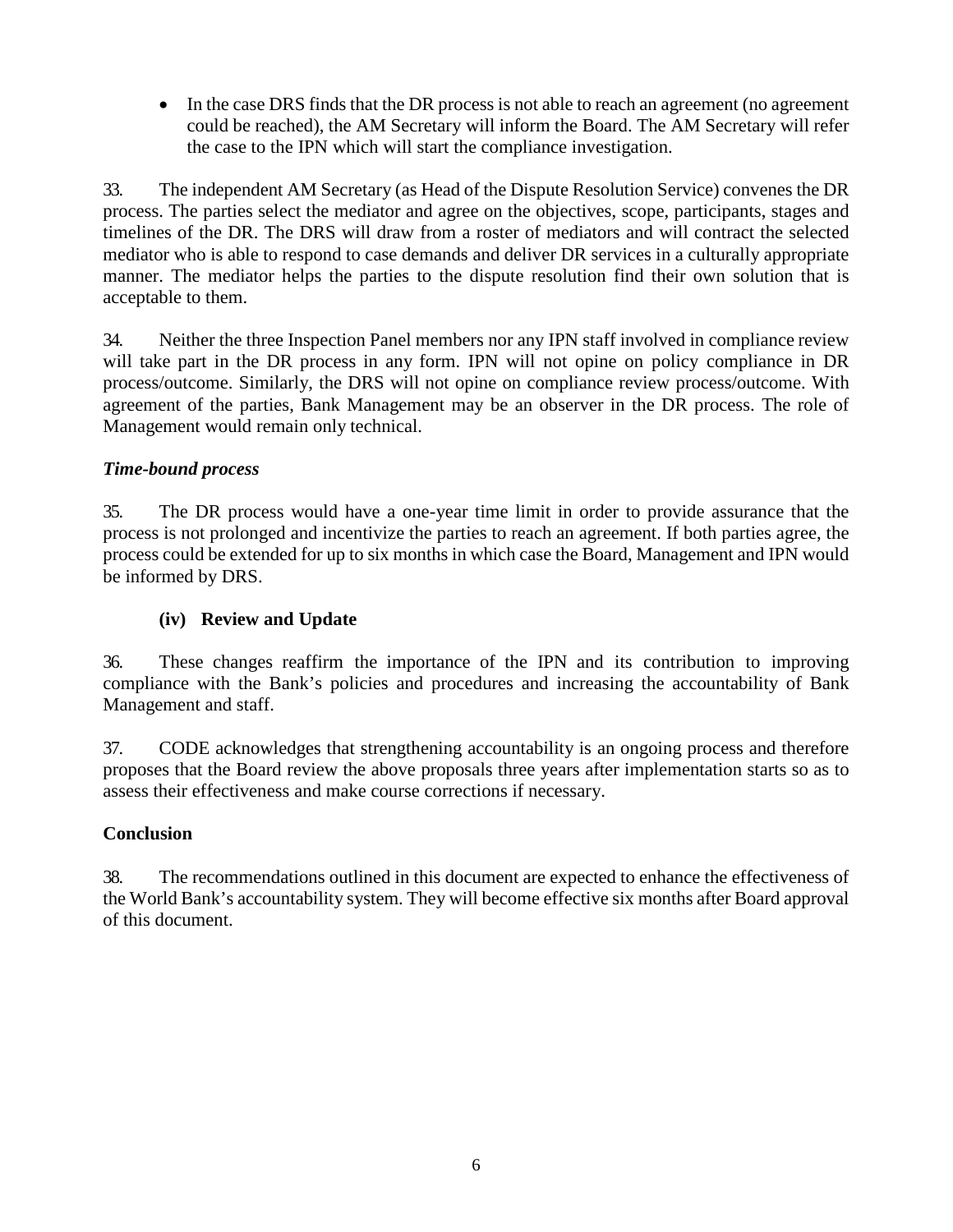- In the case DRS finds that the DR process is not able to reach an agreement (no agreement could be reached), the AM Secretary will inform the Board. The AM Secretary will refer the case to the IPN which will start the compliance investigation.

33. The independent AM Secretary (as Head of the Dispute Resolution Service) convenes the DR process. The parties select the mediator and agree on the objectives, scope, participants, stages and timelines of the DR. The DRS will draw from a roster of mediators and will contract the selected mediator who is able to respond to case demands and deliver DR services in a culturally appropriate manner. The mediator helps the parties to the dispute resolution find their own solution that is acceptable to them.

34. Neither the three Inspection Panel members nor any IPN staff involved in compliance review will take part in the DR process in any form. IPN will not opine on policy compliance in DR process/outcome. Similarly, the DRS will not opine on compliance review process/outcome. With agreement of the parties, Bank Management may be an observer in the DR process. The role of Management would remain only technical.

***Time-bound process***

35. The DR process would have a one-year time limit in order to provide assurance that the process is not prolonged and incentivize the parties to reach an agreement. If both parties agree, the process could be extended for up to six months in which case the Board, Management and IPN would be informed by DRS.

### (iv) Review and Update

36. These changes reaffirm the importance of the IPN and its contribution to improving compliance with the Bank's policies and procedures and increasing the accountability of Bank Management and staff.

37. CODE acknowledges that strengthening accountability is an ongoing process and therefore proposes that the Board review the above proposals three years after implementation starts so as to assess their effectiveness and make course corrections if necessary.

## Conclusion

38. The recommendations outlined in this document are expected to enhance the effectiveness of the World Bank's accountability system. They will become effective six months after Board approval of this document.